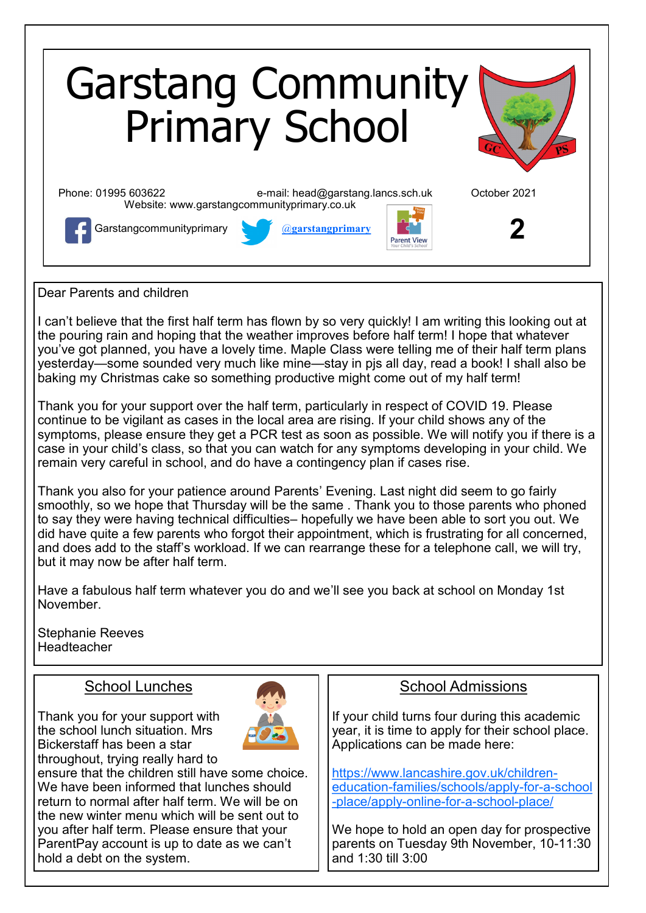# Garstang Community Primary School

Phone: 01995 603622 e-mail: head@garstang.lancs.sch.uk October 2021
Website: www.garstangcommunityprimary.co.uk

Garstangcommunityprimary [@garstangprimary](https://twitter.com/garstangprimary) Parent View

**2**

Dear Parents and children

I can't believe that the first half term has flown by so very quickly! I am writing this looking out at the pouring rain and hoping that the weather improves before half term! I hope that whatever you've got planned, you have a lovely time. Maple Class were telling me of their half term plans yesterday—some sounded very much like mine—stay in pjs all day, read a book! I shall also be baking my Christmas cake so something productive might come out of my half term!

Thank you for your support over the half term, particularly in respect of COVID 19. Please continue to be vigilant as cases in the local area are rising. If your child shows any of the symptoms, please ensure they get a PCR test as soon as possible. We will notify you if there is a case in your child's class, so that you can watch for any symptoms developing in your child. We remain very careful in school, and do have a contingency plan if cases rise.

Thank you also for your patience around Parents' Evening. Last night did seem to go fairly smoothly, so we hope that Thursday will be the same . Thank you to those parents who phoned to say they were having technical difficulties– hopefully we have been able to sort you out. We did have quite a few parents who forgot their appointment, which is frustrating for all concerned, and does add to the staff's workload. If we can rearrange these for a telephone call, we will try, but it may now be after half term.

Have a fabulous half term whatever you do and we'll see you back at school on Monday 1st November.

Stephanie Reeves
Headteacher

## School Lunches

Thank you for your support with the school lunch situation. Mrs Bickerstaff has been a star throughout, trying really hard to ensure that the children still have some choice. We have been informed that lunches should return to normal after half term. We will be on the new winter menu which will be sent out to you after half term. Please ensure that your ParentPay account is up to date as we can't hold a debt on the system.

## School Admissions

If your child turns four during this academic year, it is time to apply for their school place. Applications can be made here:

[https://www.lancashire.gov.uk/children-education-families/schools/apply-for-a-school-place/apply-online-for-a-school-place/](https://www.lancashire.gov.uk/children-education-families/schools/apply-for-a-school-place/apply-online-for-a-school-place/)

We hope to hold an open day for prospective parents on Tuesday 9th November, 10-11:30 and 1:30 till 3:00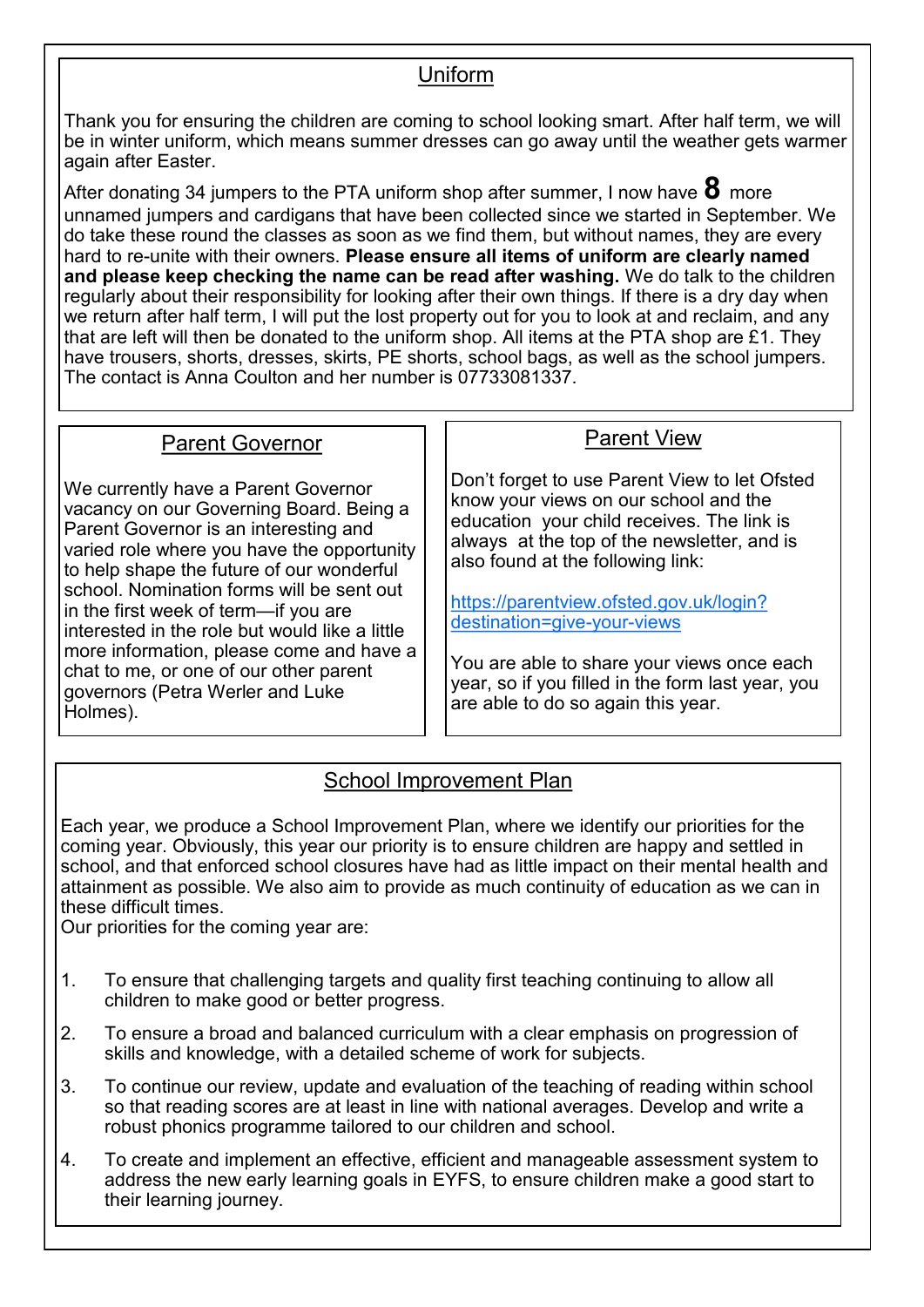## Uniform

Thank you for ensuring the children are coming to school looking smart. After half term, we will be in winter uniform, which means summer dresses can go away until the weather gets warmer again after Easter.

After donating 34 jumpers to the PTA uniform shop after summer, I now have **8** more unnamed jumpers and cardigans that have been collected since we started in September. We do take these round the classes as soon as we find them, but without names, they are every hard to re-unite with their owners. **Please ensure all items of uniform are clearly named and please keep checking the name can be read after washing.** We do talk to the children regularly about their responsibility for looking after their own things. If there is a dry day when we return after half term, I will put the lost property out for you to look at and reclaim, and any that are left will then be donated to the uniform shop. All items at the PTA shop are £1. They have trousers, shorts, dresses, skirts, PE shorts, school bags, as well as the school jumpers. The contact is Anna Coulton and her number is 07733081337.

## Parent Governor

We currently have a Parent Governor vacancy on our Governing Board. Being a Parent Governor is an interesting and varied role where you have the opportunity to help shape the future of our wonderful school. Nomination forms will be sent out in the first week of term—if you are interested in the role but would like a little more information, please come and have a chat to me, or one of our other parent governors (Petra Werler and Luke Holmes).

## Parent View

Don't forget to use Parent View to let Ofsted know your views on our school and the education your child receives. The link is always at the top of the newsletter, and is also found at the following link:

[https://parentview.ofsted.gov.uk/login?destination=give-your-views](https://parentview.ofsted.gov.uk/login?destination=give-your-views)

You are able to share your views once each year, so if you filled in the form last year, you are able to do so again this year.

## School Improvement Plan

Each year, we produce a School Improvement Plan, where we identify our priorities for the coming year. Obviously, this year our priority is to ensure children are happy and settled in school, and that enforced school closures have had as little impact on their mental health and attainment as possible. We also aim to provide as much continuity of education as we can in these difficult times.

Our priorities for the coming year are:

1. To ensure that challenging targets and quality first teaching continuing to allow all children to make good or better progress.
2. To ensure a broad and balanced curriculum with a clear emphasis on progression of skills and knowledge, with a detailed scheme of work for subjects.
3. To continue our review, update and evaluation of the teaching of reading within school so that reading scores are at least in line with national averages. Develop and write a robust phonics programme tailored to our children and school.
4. To create and implement an effective, efficient and manageable assessment system to address the new early learning goals in EYFS, to ensure children make a good start to their learning journey.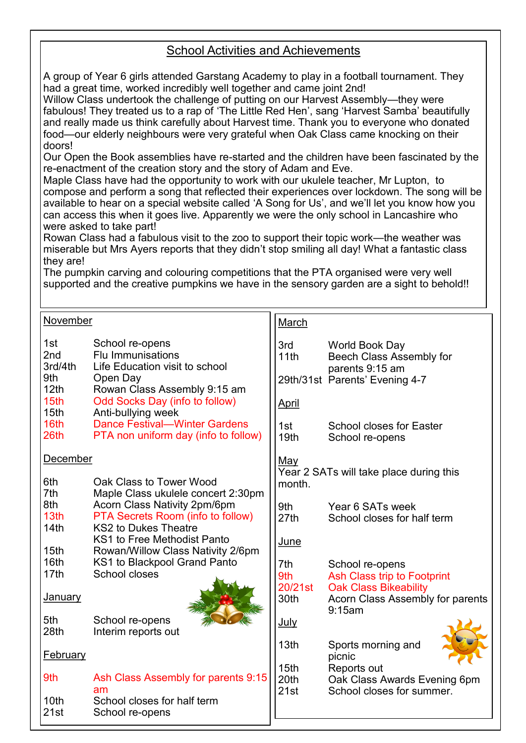## School Activities and Achievements

A group of Year 6 girls attended Garstang Academy to play in a football tournament. They had a great time, worked incredibly well together and came joint 2nd!

Willow Class undertook the challenge of putting on our Harvest Assembly—they were fabulous! They treated us to a rap of 'The Little Red Hen', sang 'Harvest Samba' beautifully and really made us think carefully about Harvest time. Thank you to everyone who donated food—our elderly neighbours were very grateful when Oak Class came knocking on their doors!

Our Open the Book assemblies have re-started and the children have been fascinated by the re-enactment of the creation story and the story of Adam and Eve.

Maple Class have had the opportunity to work with our ukulele teacher, Mr Lupton, to compose and perform a song that reflected their experiences over lockdown. The song will be available to hear on a special website called 'A Song for Us', and we'll let you know how you can access this when it goes live. Apparently we were the only school in Lancashire who were asked to take part!

Rowan Class had a fabulous visit to the zoo to support their topic work—the weather was miserable but Mrs Ayers reports that they didn't stop smiling all day! What a fantastic class they are!

The pumpkin carving and colouring competitions that the PTA organised were very well supported and the creative pumpkins we have in the sensory garden are a sight to behold!!

### November

| | |
|---|---|
| 1st | School re-opens |
| 2nd | Flu Immunisations |
| 3rd/4th | Life Education visit to school |
| 9th | Open Day |
| 12th | Rowan Class Assembly 9:15 am |
| 15th | Odd Socks Day (info to follow) |
| 15th | Anti-bullying week |
| 16th | Dance Festival—Winter Gardens |
| 26th | PTA non uniform day (info to follow) |

### December

| | |
|---|---|
| 6th | Oak Class to Tower Wood |
| 7th | Maple Class ukulele concert 2:30pm |
| 8th | Acorn Class Nativity 2pm/6pm |
| 13th | PTA Secrets Room (info to follow) |
| 14th | KS2 to Dukes Theatre |
| | KS1 to Free Methodist Panto |
| 15th | Rowan/Willow Class Nativity 2/6pm |
| 16th | KS1 to Blackpool Grand Panto |
| 17th | School closes |

### January

| | |
|---|---|
| 5th | School re-opens |
| 28th | Interim reports out |

### February

| | |
|---|---|
| 9th | Ash Class Assembly for parents 9:15 am |
| 10th | School closes for half term |
| 21st | School re-opens |

### March

| | |
|---|---|
| 3rd | World Book Day |
| 11th | Beech Class Assembly for parents 9:15 am |
| 29th/31st | Parents' Evening 4-7 |

### April

| | |
|---|---|
| 1st | School closes for Easter |
| 19th | School re-opens |

### May

Year 2 SATs will take place during this month.

| | |
|---|---|
| 9th | Year 6 SATs week |
| 27th | School closes for half term |

### June

| | |
|---|---|
| 7th | School re-opens |
| 9th | Ash Class trip to Footprint |
| 20/21st | Oak Class Bikeability |
| 30th | Acorn Class Assembly for parents 9:15am |

### July

| | |
|---|---|
| 13th | Sports morning and picnic |
| 15th | Reports out |
| 20th | Oak Class Awards Evening 6pm |
| 21st | School closes for summer. |